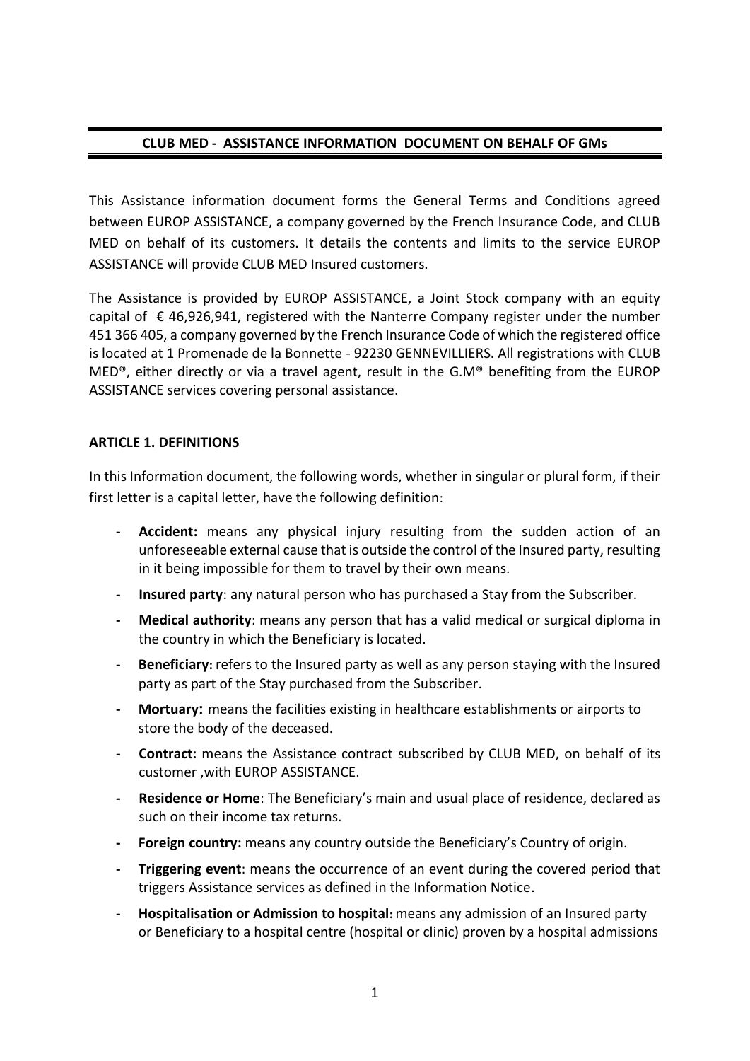# CLUB MED - ASSISTANCE INFORMATION DOCUMENT ON BEHALF OF GMs

This Assistance information document forms the General Terms and Conditions agreed between EUROP ASSISTANCE, a company governed by the French Insurance Code, and CLUB MED on behalf of its customers. It details the contents and limits to the service EUROP ASSISTANCE will provide CLUB MED Insured customers.

The Assistance is provided by EUROP ASSISTANCE, a Joint Stock company with an equity capital of € 46,926,941, registered with the Nanterre Company register under the number 451 366 405, a company governed by the French Insurance Code of which the registered office is located at 1 Promenade de la Bonnette - 92230 GENNEVILLIERS. All registrations with CLUB MED®, either directly or via a travel agent, result in the G.M® benefiting from the EUROP ASSISTANCE services covering personal assistance.

## ARTICLE 1. DEFINITIONS

In this Information document, the following words, whether in singular or plural form, if their first letter is a capital letter, have the following definition:

- **Accident:** means any physical injury resulting from the sudden action of an unforeseeable external cause that is outside the control of the Insured party, resulting in it being impossible for them to travel by their own means.
- **Insured party**: any natural person who has purchased a Stay from the Subscriber.
- **Medical authority**: means any person that has a valid medical or surgical diploma in the country in which the Beneficiary is located.
- **Beneficiary:** refers to the Insured party as well as any person staying with the Insured party as part of the Stay purchased from the Subscriber.
- **Mortuary:** means the facilities existing in healthcare establishments or airports to store the body of the deceased.
- **Contract:** means the Assistance contract subscribed by CLUB MED, on behalf of its customer ,with EUROP ASSISTANCE.
- **Residence or Home**: The Beneficiary's main and usual place of residence, declared as such on their income tax returns.
- **Foreign country:** means any country outside the Beneficiary's Country of origin.
- **Triggering event**: means the occurrence of an event during the covered period that triggers Assistance services as defined in the Information Notice.
- **Hospitalisation or Admission to hospital:** means any admission of an Insured party or Beneficiary to a hospital centre (hospital or clinic) proven by a hospital admissions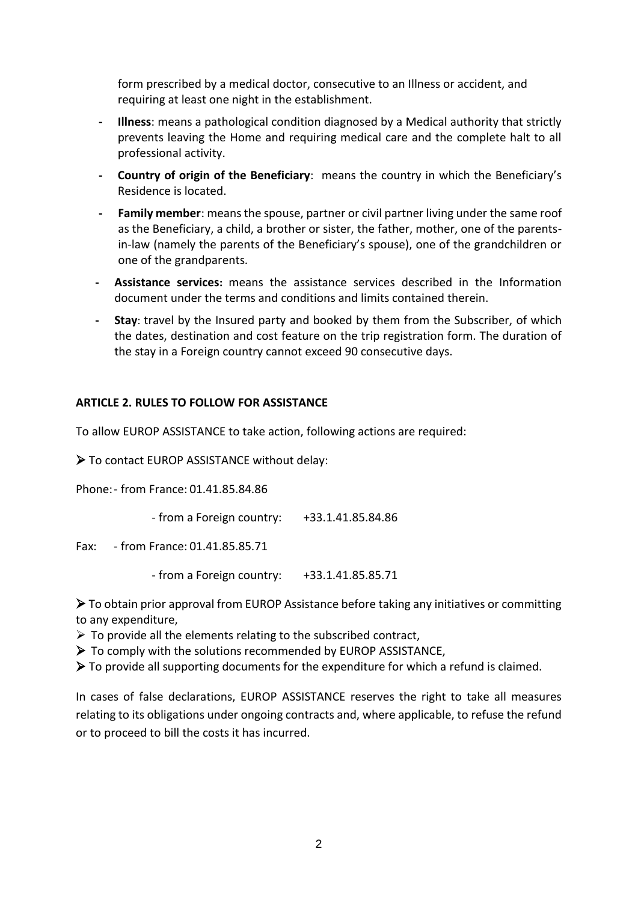form prescribed by a medical doctor, consecutive to an Illness or accident, and requiring at least one night in the establishment.

- **Illness**: means a pathological condition diagnosed by a Medical authority that strictly prevents leaving the Home and requiring medical care and the complete halt to all professional activity.
- **Country of origin of the Beneficiary**: means the country in which the Beneficiary's Residence is located.
- **Family member**: means the spouse, partner or civil partner living under the same roof as the Beneficiary, a child, a brother or sister, the father, mother, one of the parents-in-law (namely the parents of the Beneficiary's spouse), one of the grandchildren or one of the grandparents.
- **Assistance services:** means the assistance services described in the Information document under the terms and conditions and limits contained therein.
- **Stay**: travel by the Insured party and booked by them from the Subscriber, of which the dates, destination and cost feature on the trip registration form. The duration of the stay in a Foreign country cannot exceed 90 consecutive days.

## ARTICLE 2. RULES TO FOLLOW FOR ASSISTANCE

To allow EUROP ASSISTANCE to take action, following actions are required:

➢ To contact EUROP ASSISTANCE without delay:

Phone: - from France: 01.41.85.84.86

- from a Foreign country: +33.1.41.85.84.86

Fax: - from France: 01.41.85.85.71

- from a Foreign country: +33.1.41.85.85.71

➢ To obtain prior approval from EUROP Assistance before taking any initiatives or committing to any expenditure,

➢ To provide all the elements relating to the subscribed contract,

➢ To comply with the solutions recommended by EUROP ASSISTANCE,

➢ To provide all supporting documents for the expenditure for which a refund is claimed.

In cases of false declarations, EUROP ASSISTANCE reserves the right to take all measures relating to its obligations under ongoing contracts and, where applicable, to refuse the refund or to proceed to bill the costs it has incurred.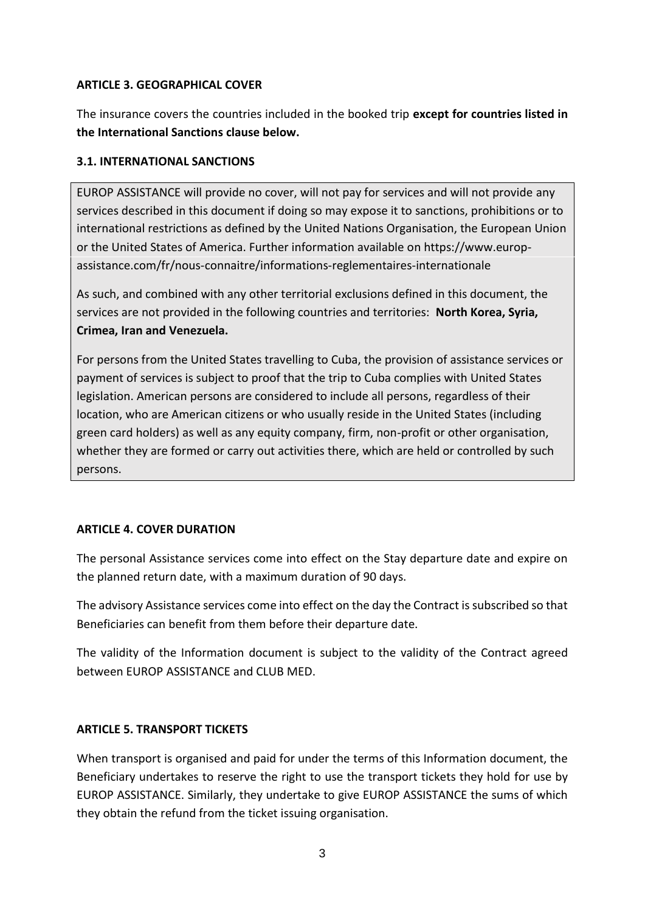## ARTICLE 3. GEOGRAPHICAL COVER

The insurance covers the countries included in the booked trip **except for countries listed in the International Sanctions clause below.**

### 3.1. INTERNATIONAL SANCTIONS

EUROP ASSISTANCE will provide no cover, will not pay for services and will not provide any services described in this document if doing so may expose it to sanctions, prohibitions or to international restrictions as defined by the United Nations Organisation, the European Union or the United States of America. Further information available on https://www.europ-assistance.com/fr/nous-connaitre/informations-reglementaires-internationale

As such, and combined with any other territorial exclusions defined in this document, the services are not provided in the following countries and territories: **North Korea, Syria, Crimea, Iran and Venezuela.**

For persons from the United States travelling to Cuba, the provision of assistance services or payment of services is subject to proof that the trip to Cuba complies with United States legislation. American persons are considered to include all persons, regardless of their location, who are American citizens or who usually reside in the United States (including green card holders) as well as any equity company, firm, non-profit or other organisation, whether they are formed or carry out activities there, which are held or controlled by such persons.

## ARTICLE 4. COVER DURATION

The personal Assistance services come into effect on the Stay departure date and expire on the planned return date, with a maximum duration of 90 days.

The advisory Assistance services come into effect on the day the Contract is subscribed so that Beneficiaries can benefit from them before their departure date.

The validity of the Information document is subject to the validity of the Contract agreed between EUROP ASSISTANCE and CLUB MED.

## ARTICLE 5. TRANSPORT TICKETS

When transport is organised and paid for under the terms of this Information document, the Beneficiary undertakes to reserve the right to use the transport tickets they hold for use by EUROP ASSISTANCE. Similarly, they undertake to give EUROP ASSISTANCE the sums of which they obtain the refund from the ticket issuing organisation.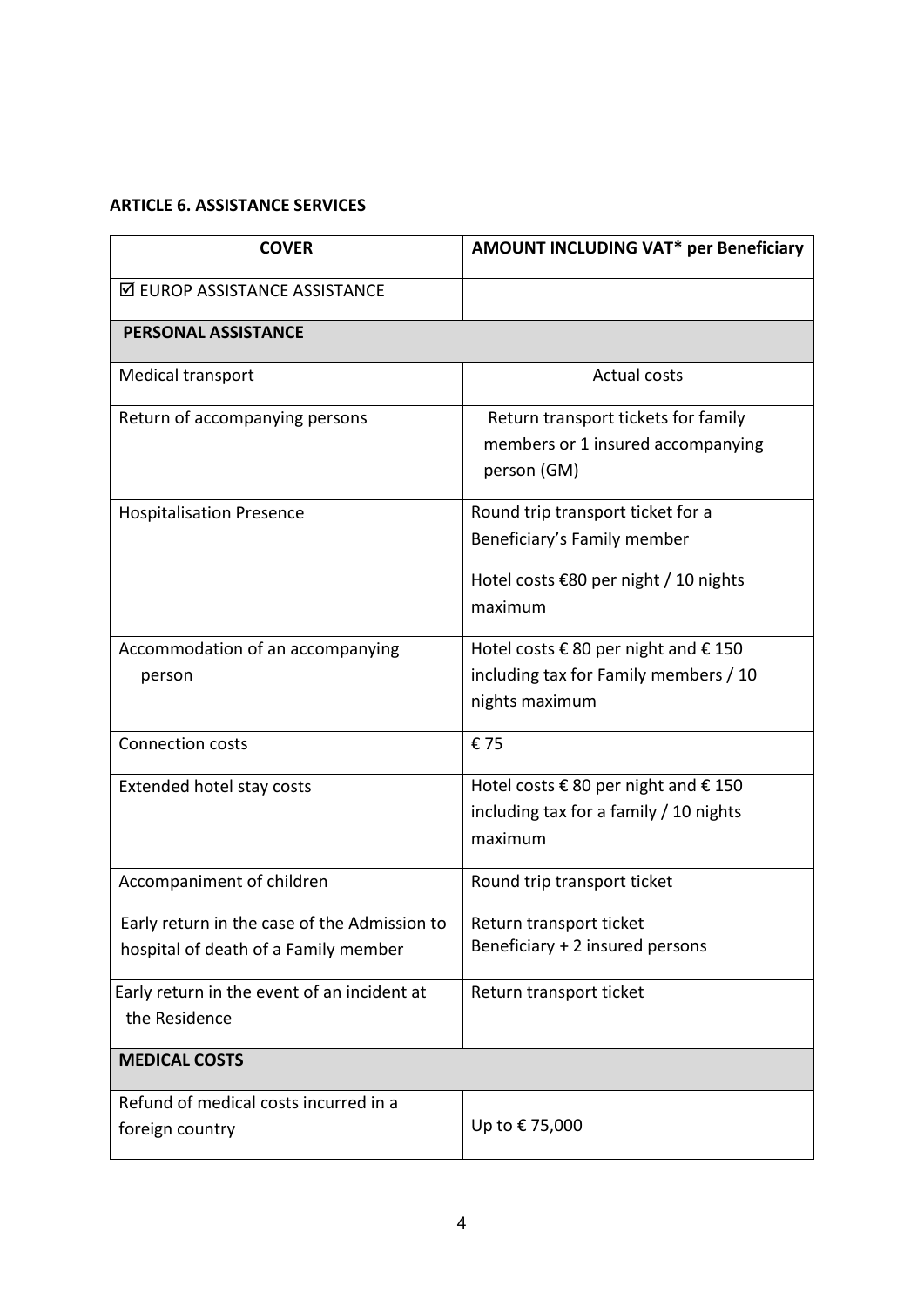**ARTICLE 6. ASSISTANCE SERVICES**

| COVER | AMOUNT INCLUDING VAT* per Beneficiary |
|---|---|
| ☑ EUROP ASSISTANCE ASSISTANCE | |
| **PERSONAL ASSISTANCE** | |
| Medical transport | Actual costs |
| Return of accompanying persons | Return transport tickets for family members or 1 insured accompanying person (GM) |
| Hospitalisation Presence | Round trip transport ticket for a Beneficiary's Family member<br><br>Hotel costs €80 per night / 10 nights maximum |
| Accommodation of an accompanying person | Hotel costs € 80 per night and € 150 including tax for Family members / 10 nights maximum |
| Connection costs | € 75 |
| Extended hotel stay costs | Hotel costs € 80 per night and € 150 including tax for a family / 10 nights maximum |
| Accompaniment of children | Round trip transport ticket |
| Early return in the case of the Admission to hospital of death of a Family member | Return transport ticket<br>Beneficiary + 2 insured persons |
| Early return in the event of an incident at the Residence | Return transport ticket |
| **MEDICAL COSTS** | |
| Refund of medical costs incurred in a foreign country | Up to € 75,000 |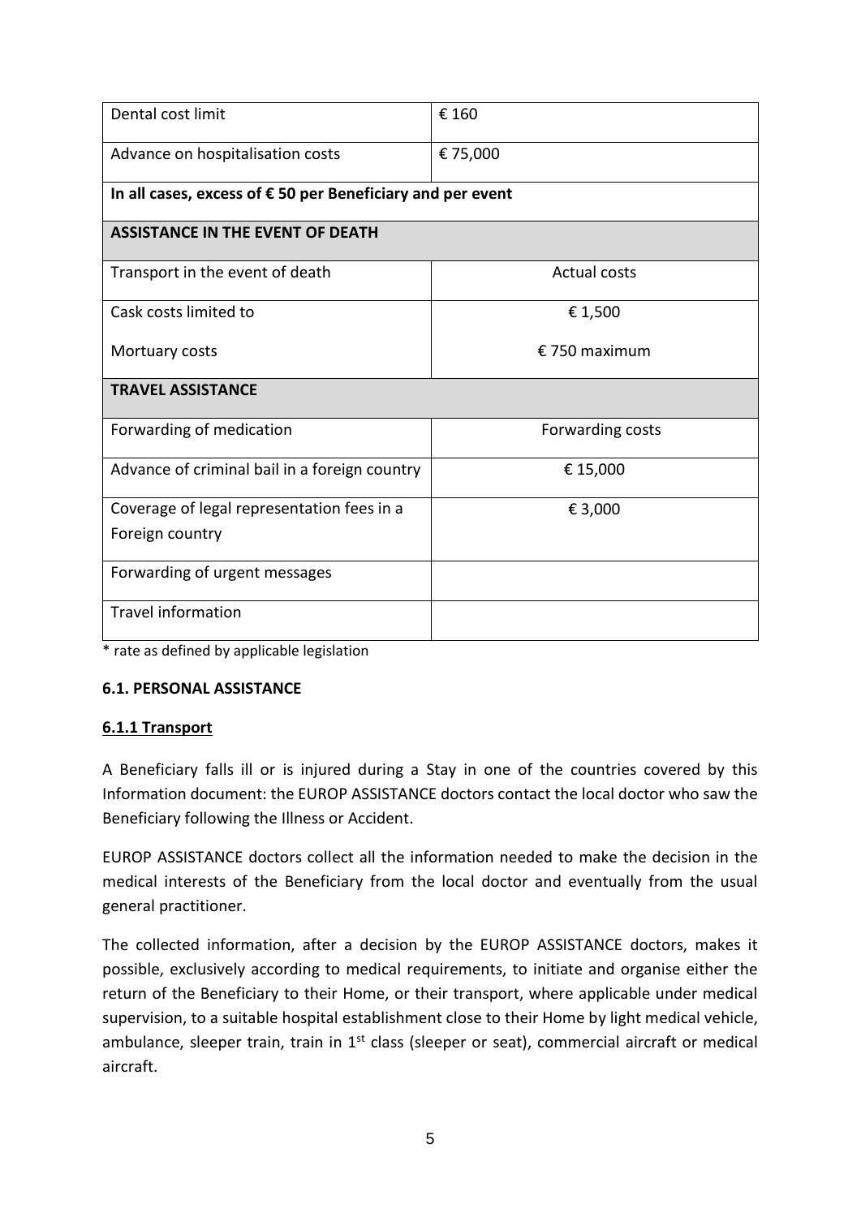| | |
|---|---|
| Dental cost limit | € 160 |
| Advance on hospitalisation costs | € 75,000 |
| **In all cases, excess of € 50 per Beneficiary and per event** | |
| **ASSISTANCE IN THE EVENT OF DEATH** | |
| Transport in the event of death | Actual costs |
| Cask costs limited to<br><br>Mortuary costs | € 1,500<br><br>€ 750 maximum |
| **TRAVEL ASSISTANCE** | |
| Forwarding of medication | Forwarding costs |
| Advance of criminal bail in a foreign country | € 15,000 |
| Coverage of legal representation fees in a Foreign country | € 3,000 |
| Forwarding of urgent messages | |
| Travel information | |

* rate as defined by applicable legislation

**6.1. PERSONAL ASSISTANCE**

**6.1.1 Transport**

A Beneficiary falls ill or is injured during a Stay in one of the countries covered by this Information document: the EUROP ASSISTANCE doctors contact the local doctor who saw the Beneficiary following the Illness or Accident.

EUROP ASSISTANCE doctors collect all the information needed to make the decision in the medical interests of the Beneficiary from the local doctor and eventually from the usual general practitioner.

The collected information, after a decision by the EUROP ASSISTANCE doctors, makes it possible, exclusively according to medical requirements, to initiate and organise either the return of the Beneficiary to their Home, or their transport, where applicable under medical supervision, to a suitable hospital establishment close to their Home by light medical vehicle, ambulance, sleeper train, train in 1st class (sleeper or seat), commercial aircraft or medical aircraft.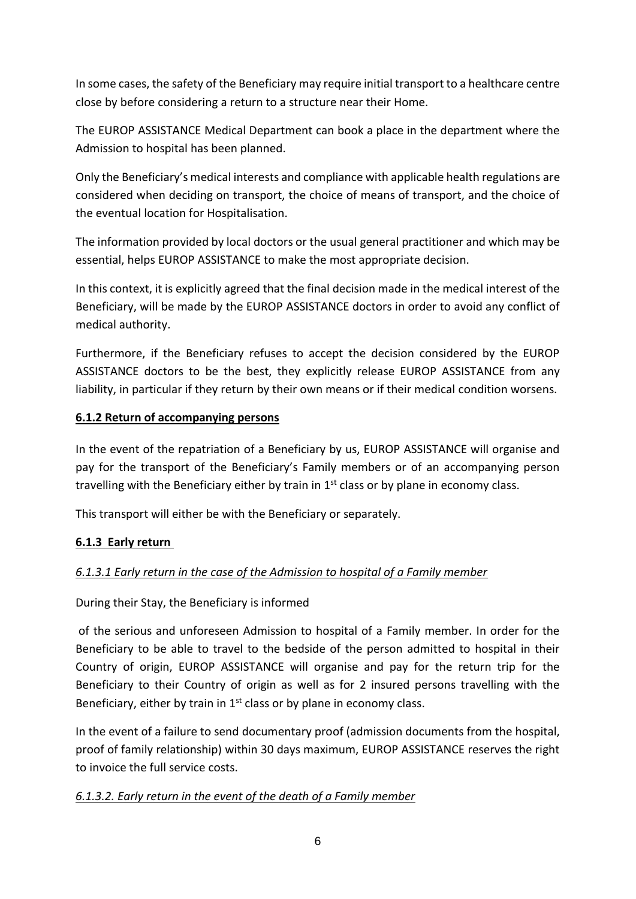In some cases, the safety of the Beneficiary may require initial transport to a healthcare centre close by before considering a return to a structure near their Home.

The EUROP ASSISTANCE Medical Department can book a place in the department where the Admission to hospital has been planned.

Only the Beneficiary's medical interests and compliance with applicable health regulations are considered when deciding on transport, the choice of means of transport, and the choice of the eventual location for Hospitalisation.

The information provided by local doctors or the usual general practitioner and which may be essential, helps EUROP ASSISTANCE to make the most appropriate decision.

In this context, it is explicitly agreed that the final decision made in the medical interest of the Beneficiary, will be made by the EUROP ASSISTANCE doctors in order to avoid any conflict of medical authority.

Furthermore, if the Beneficiary refuses to accept the decision considered by the EUROP ASSISTANCE doctors to be the best, they explicitly release EUROP ASSISTANCE from any liability, in particular if they return by their own means or if their medical condition worsens.

#### 6.1.2 Return of accompanying persons

In the event of the repatriation of a Beneficiary by us, EUROP ASSISTANCE will organise and pay for the transport of the Beneficiary's Family members or of an accompanying person travelling with the Beneficiary either by train in 1st class or by plane in economy class.

This transport will either be with the Beneficiary or separately.

#### 6.1.3 Early return

##### *6.1.3.1 Early return in the case of the Admission to hospital of a Family member*

During their Stay, the Beneficiary is informed of the serious and unforeseen Admission to hospital of a Family member. In order for the Beneficiary to be able to travel to the bedside of the person admitted to hospital in their Country of origin, EUROP ASSISTANCE will organise and pay for the return trip for the Beneficiary to their Country of origin as well as for 2 insured persons travelling with the Beneficiary, either by train in 1st class or by plane in economy class.

In the event of a failure to send documentary proof (admission documents from the hospital, proof of family relationship) within 30 days maximum, EUROP ASSISTANCE reserves the right to invoice the full service costs.

##### *6.1.3.2. Early return in the event of the death of a Family member*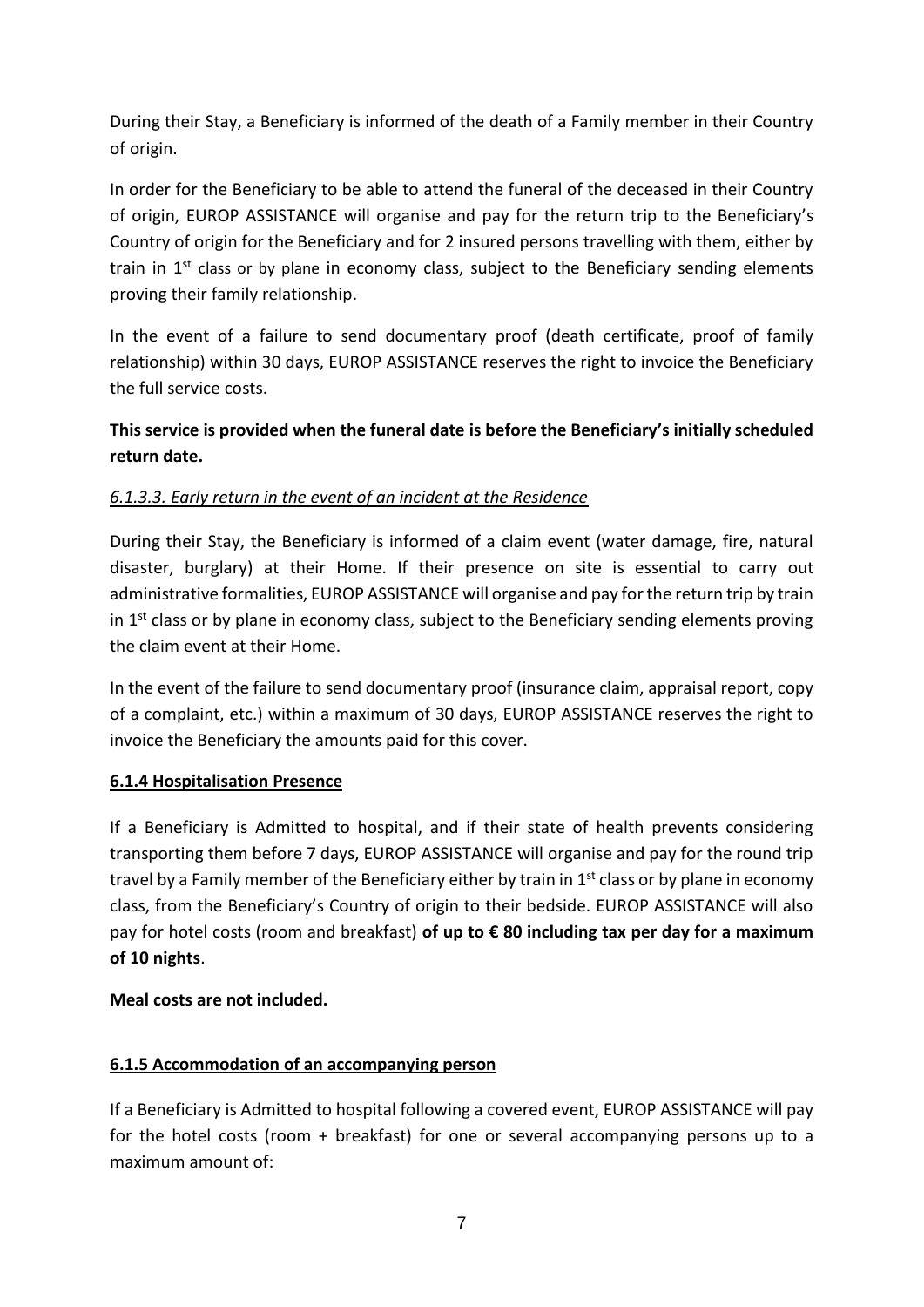During their Stay, a Beneficiary is informed of the death of a Family member in their Country of origin.

In order for the Beneficiary to be able to attend the funeral of the deceased in their Country of origin, EUROP ASSISTANCE will organise and pay for the return trip to the Beneficiary's Country of origin for the Beneficiary and for 2 insured persons travelling with them, either by train in 1st class or by plane in economy class, subject to the Beneficiary sending elements proving their family relationship.

In the event of a failure to send documentary proof (death certificate, proof of family relationship) within 30 days, EUROP ASSISTANCE reserves the right to invoice the Beneficiary the full service costs.

**This service is provided when the funeral date is before the Beneficiary's initially scheduled return date.**

*6.1.3.3. Early return in the event of an incident at the Residence*

During their Stay, the Beneficiary is informed of a claim event (water damage, fire, natural disaster, burglary) at their Home. If their presence on site is essential to carry out administrative formalities, EUROP ASSISTANCE will organise and pay for the return trip by train in 1st class or by plane in economy class, subject to the Beneficiary sending elements proving the claim event at their Home.

In the event of the failure to send documentary proof (insurance claim, appraisal report, copy of a complaint, etc.) within a maximum of 30 days, EUROP ASSISTANCE reserves the right to invoice the Beneficiary the amounts paid for this cover.

**6.1.4 Hospitalisation Presence**

If a Beneficiary is Admitted to hospital, and if their state of health prevents considering transporting them before 7 days, EUROP ASSISTANCE will organise and pay for the round trip travel by a Family member of the Beneficiary either by train in 1st class or by plane in economy class, from the Beneficiary's Country of origin to their bedside. EUROP ASSISTANCE will also pay for hotel costs (room and breakfast) **of up to € 80 including tax per day for a maximum of 10 nights**.

**Meal costs are not included.**

**6.1.5 Accommodation of an accompanying person**

If a Beneficiary is Admitted to hospital following a covered event, EUROP ASSISTANCE will pay for the hotel costs (room + breakfast) for one or several accompanying persons up to a maximum amount of: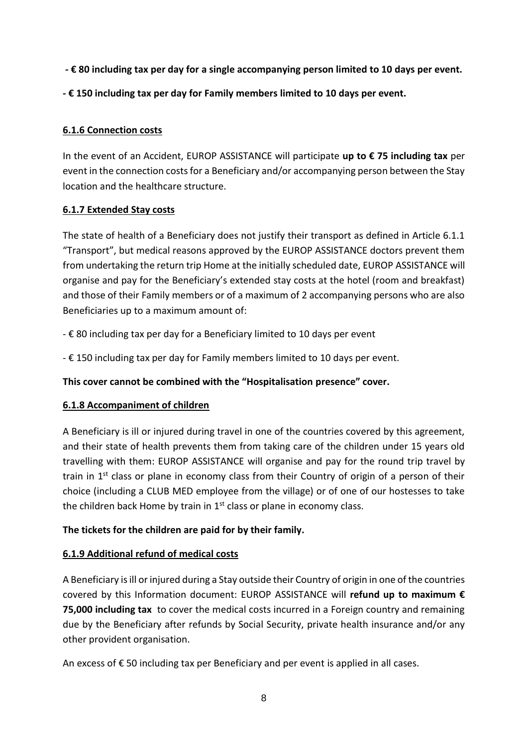**- € 80 including tax per day for a single accompanying person limited to 10 days per event.**

**- € 150 including tax per day for Family members limited to 10 days per event.**

### 6.1.6 Connection costs

In the event of an Accident, EUROP ASSISTANCE will participate **up to € 75 including tax** per event in the connection costs for a Beneficiary and/or accompanying person between the Stay location and the healthcare structure.

### 6.1.7 Extended Stay costs

The state of health of a Beneficiary does not justify their transport as defined in Article 6.1.1 "Transport", but medical reasons approved by the EUROP ASSISTANCE doctors prevent them from undertaking the return trip Home at the initially scheduled date, EUROP ASSISTANCE will organise and pay for the Beneficiary's extended stay costs at the hotel (room and breakfast) and those of their Family members or of a maximum of 2 accompanying persons who are also Beneficiaries up to a maximum amount of:

- € 80 including tax per day for a Beneficiary limited to 10 days per event

- € 150 including tax per day for Family members limited to 10 days per event.

**This cover cannot be combined with the "Hospitalisation presence" cover.**

### 6.1.8 Accompaniment of children

A Beneficiary is ill or injured during travel in one of the countries covered by this agreement, and their state of health prevents them from taking care of the children under 15 years old travelling with them: EUROP ASSISTANCE will organise and pay for the round trip travel by train in 1st class or plane in economy class from their Country of origin of a person of their choice (including a CLUB MED employee from the village) or of one of our hostesses to take the children back Home by train in 1st class or plane in economy class.

**The tickets for the children are paid for by their family.**

### 6.1.9 Additional refund of medical costs

A Beneficiary is ill or injured during a Stay outside their Country of origin in one of the countries covered by this Information document: EUROP ASSISTANCE will **refund up to maximum € 75,000 including tax** to cover the medical costs incurred in a Foreign country and remaining due by the Beneficiary after refunds by Social Security, private health insurance and/or any other provident organisation.

An excess of € 50 including tax per Beneficiary and per event is applied in all cases.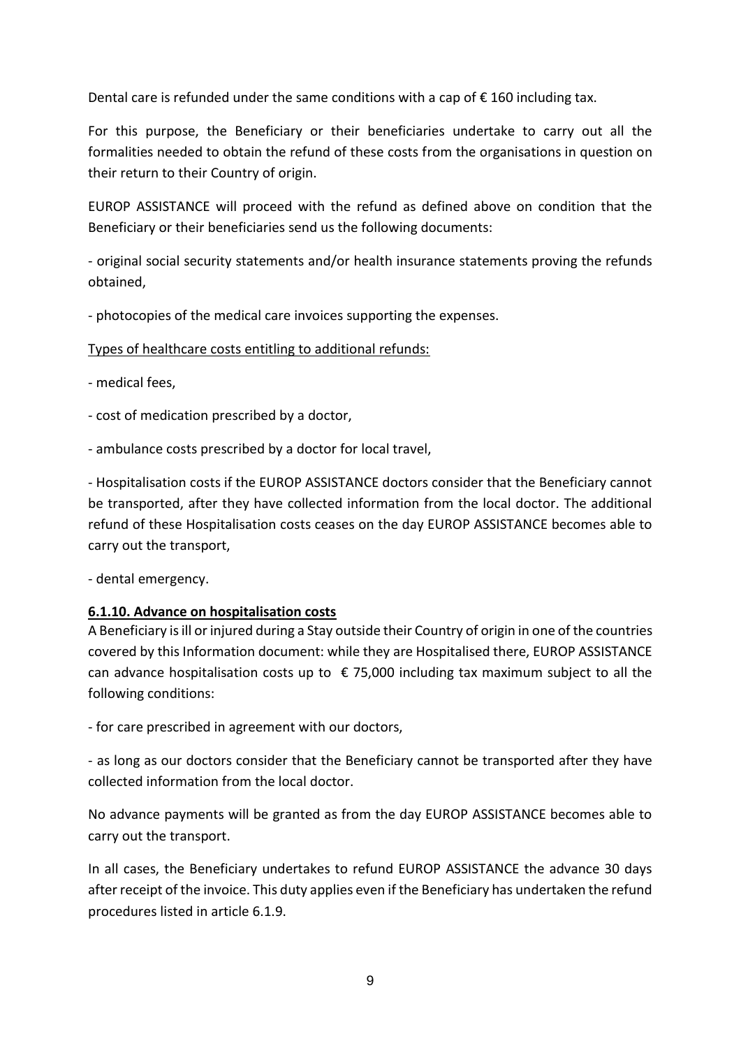Dental care is refunded under the same conditions with a cap of € 160 including tax.

For this purpose, the Beneficiary or their beneficiaries undertake to carry out all the formalities needed to obtain the refund of these costs from the organisations in question on their return to their Country of origin.

EUROP ASSISTANCE will proceed with the refund as defined above on condition that the Beneficiary or their beneficiaries send us the following documents:

- original social security statements and/or health insurance statements proving the refunds obtained,

- photocopies of the medical care invoices supporting the expenses.

Types of healthcare costs entitling to additional refunds:

- medical fees,

- cost of medication prescribed by a doctor,

- ambulance costs prescribed by a doctor for local travel,

- Hospitalisation costs if the EUROP ASSISTANCE doctors consider that the Beneficiary cannot be transported, after they have collected information from the local doctor. The additional refund of these Hospitalisation costs ceases on the day EUROP ASSISTANCE becomes able to carry out the transport,

- dental emergency.

**6.1.10. Advance on hospitalisation costs**

A Beneficiary is ill or injured during a Stay outside their Country of origin in one of the countries covered by this Information document: while they are Hospitalised there, EUROP ASSISTANCE can advance hospitalisation costs up to € 75,000 including tax maximum subject to all the following conditions:

- for care prescribed in agreement with our doctors,

- as long as our doctors consider that the Beneficiary cannot be transported after they have collected information from the local doctor.

No advance payments will be granted as from the day EUROP ASSISTANCE becomes able to carry out the transport.

In all cases, the Beneficiary undertakes to refund EUROP ASSISTANCE the advance 30 days after receipt of the invoice. This duty applies even if the Beneficiary has undertaken the refund procedures listed in article 6.1.9.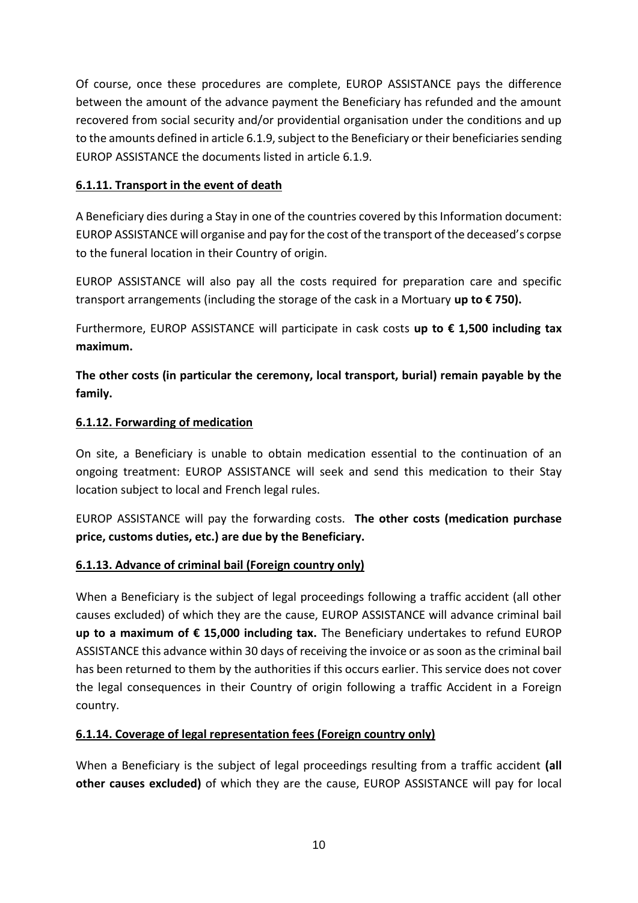Of course, once these procedures are complete, EUROP ASSISTANCE pays the difference between the amount of the advance payment the Beneficiary has refunded and the amount recovered from social security and/or providential organisation under the conditions and up to the amounts defined in article 6.1.9, subject to the Beneficiary or their beneficiaries sending EUROP ASSISTANCE the documents listed in article 6.1.9.

### 6.1.11. Transport in the event of death

A Beneficiary dies during a Stay in one of the countries covered by this Information document: EUROP ASSISTANCE will organise and pay for the cost of the transport of the deceased's corpse to the funeral location in their Country of origin.

EUROP ASSISTANCE will also pay all the costs required for preparation care and specific transport arrangements (including the storage of the cask in a Mortuary **up to € 750).**

Furthermore, EUROP ASSISTANCE will participate in cask costs **up to € 1,500 including tax maximum.**

**The other costs (in particular the ceremony, local transport, burial) remain payable by the family.**

### 6.1.12. Forwarding of medication

On site, a Beneficiary is unable to obtain medication essential to the continuation of an ongoing treatment: EUROP ASSISTANCE will seek and send this medication to their Stay location subject to local and French legal rules.

EUROP ASSISTANCE will pay the forwarding costs. **The other costs (medication purchase price, customs duties, etc.) are due by the Beneficiary.**

### 6.1.13. Advance of criminal bail (Foreign country only)

When a Beneficiary is the subject of legal proceedings following a traffic accident (all other causes excluded) of which they are the cause, EUROP ASSISTANCE will advance criminal bail **up to a maximum of € 15,000 including tax.** The Beneficiary undertakes to refund EUROP ASSISTANCE this advance within 30 days of receiving the invoice or as soon as the criminal bail has been returned to them by the authorities if this occurs earlier. This service does not cover the legal consequences in their Country of origin following a traffic Accident in a Foreign country.

### 6.1.14. Coverage of legal representation fees (Foreign country only)

When a Beneficiary is the subject of legal proceedings resulting from a traffic accident **(all other causes excluded)** of which they are the cause, EUROP ASSISTANCE will pay for local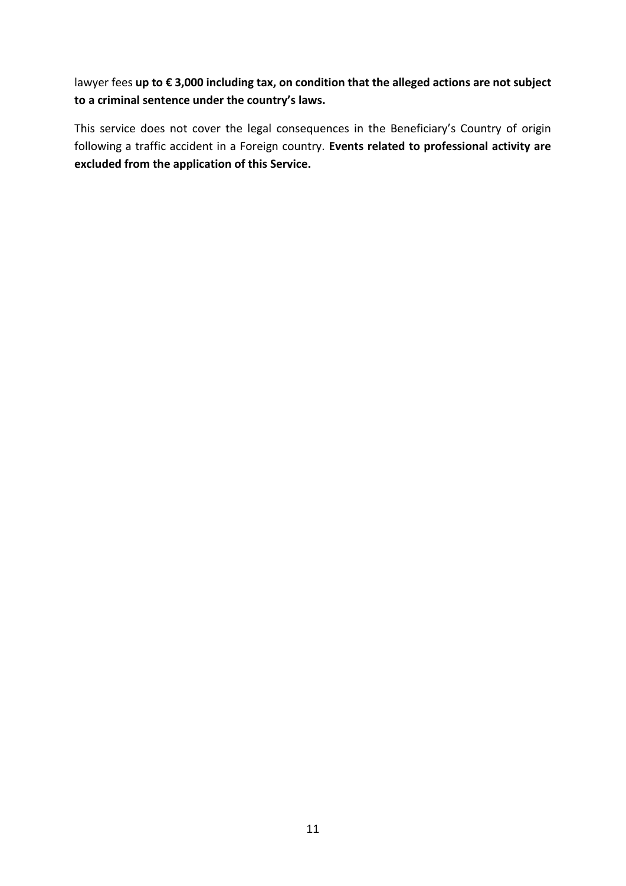lawyer fees **up to € 3,000 including tax, on condition that the alleged actions are not subject to a criminal sentence under the country's laws.**

This service does not cover the legal consequences in the Beneficiary's Country of origin following a traffic accident in a Foreign country. **Events related to professional activity are excluded from the application of this Service.**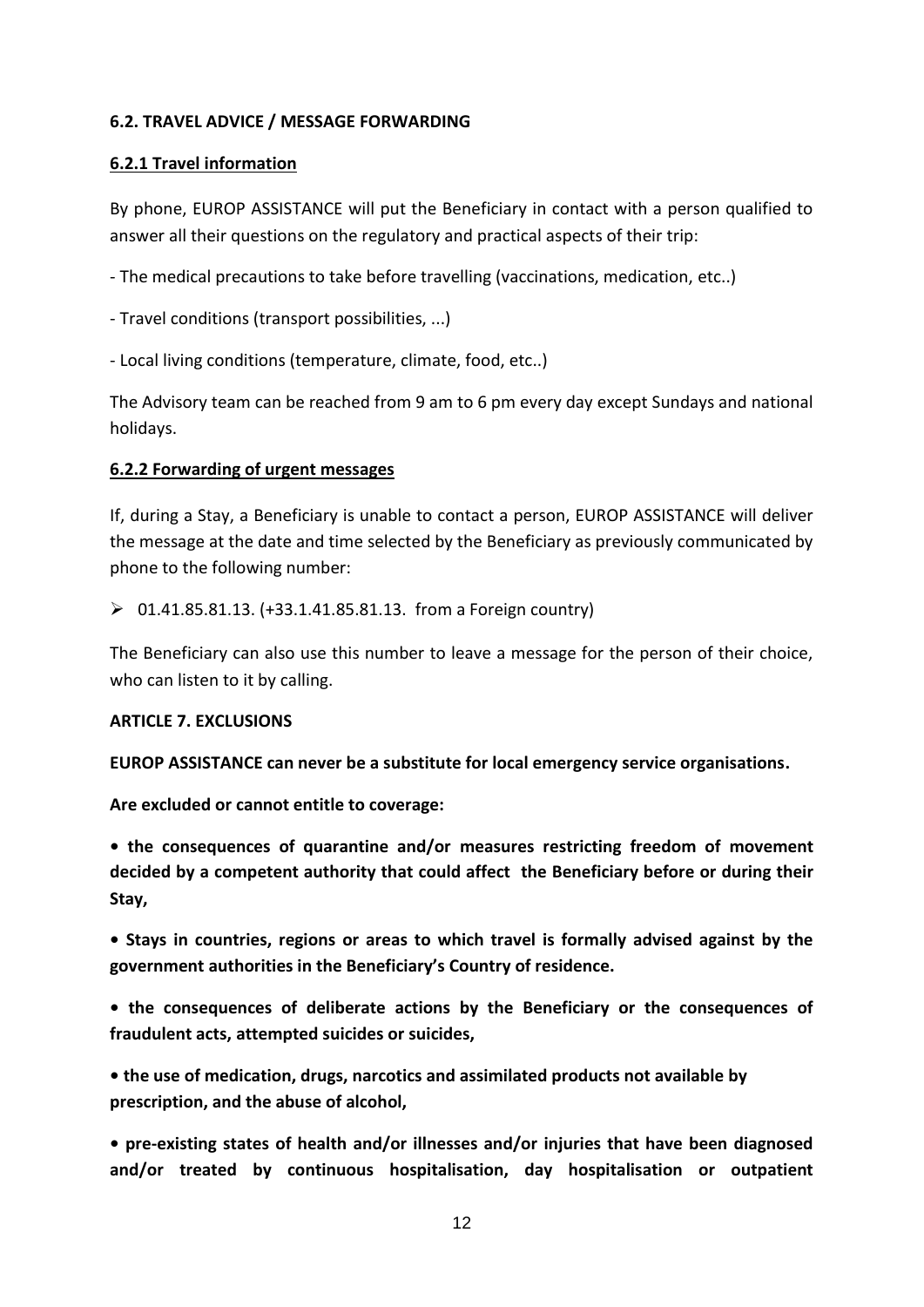### 6.2. TRAVEL ADVICE / MESSAGE FORWARDING

#### 6.2.1 Travel information

By phone, EUROP ASSISTANCE will put the Beneficiary in contact with a person qualified to answer all their questions on the regulatory and practical aspects of their trip:

- The medical precautions to take before travelling (vaccinations, medication, etc..)

- Travel conditions (transport possibilities, ...)

- Local living conditions (temperature, climate, food, etc..)

The Advisory team can be reached from 9 am to 6 pm every day except Sundays and national holidays.

#### 6.2.2 Forwarding of urgent messages

If, during a Stay, a Beneficiary is unable to contact a person, EUROP ASSISTANCE will deliver the message at the date and time selected by the Beneficiary as previously communicated by phone to the following number:

- 01.41.85.81.13. (+33.1.41.85.81.13. from a Foreign country)

The Beneficiary can also use this number to leave a message for the person of their choice, who can listen to it by calling.

### ARTICLE 7. EXCLUSIONS

**EUROP ASSISTANCE can never be a substitute for local emergency service organisations.**

**Are excluded or cannot entitle to coverage:**

**• the consequences of quarantine and/or measures restricting freedom of movement decided by a competent authority that could affect the Beneficiary before or during their Stay,**

**• Stays in countries, regions or areas to which travel is formally advised against by the government authorities in the Beneficiary's Country of residence.**

**• the consequences of deliberate actions by the Beneficiary or the consequences of fraudulent acts, attempted suicides or suicides,**

**• the use of medication, drugs, narcotics and assimilated products not available by prescription, and the abuse of alcohol,**

**• pre-existing states of health and/or illnesses and/or injuries that have been diagnosed and/or treated by continuous hospitalisation, day hospitalisation or outpatient**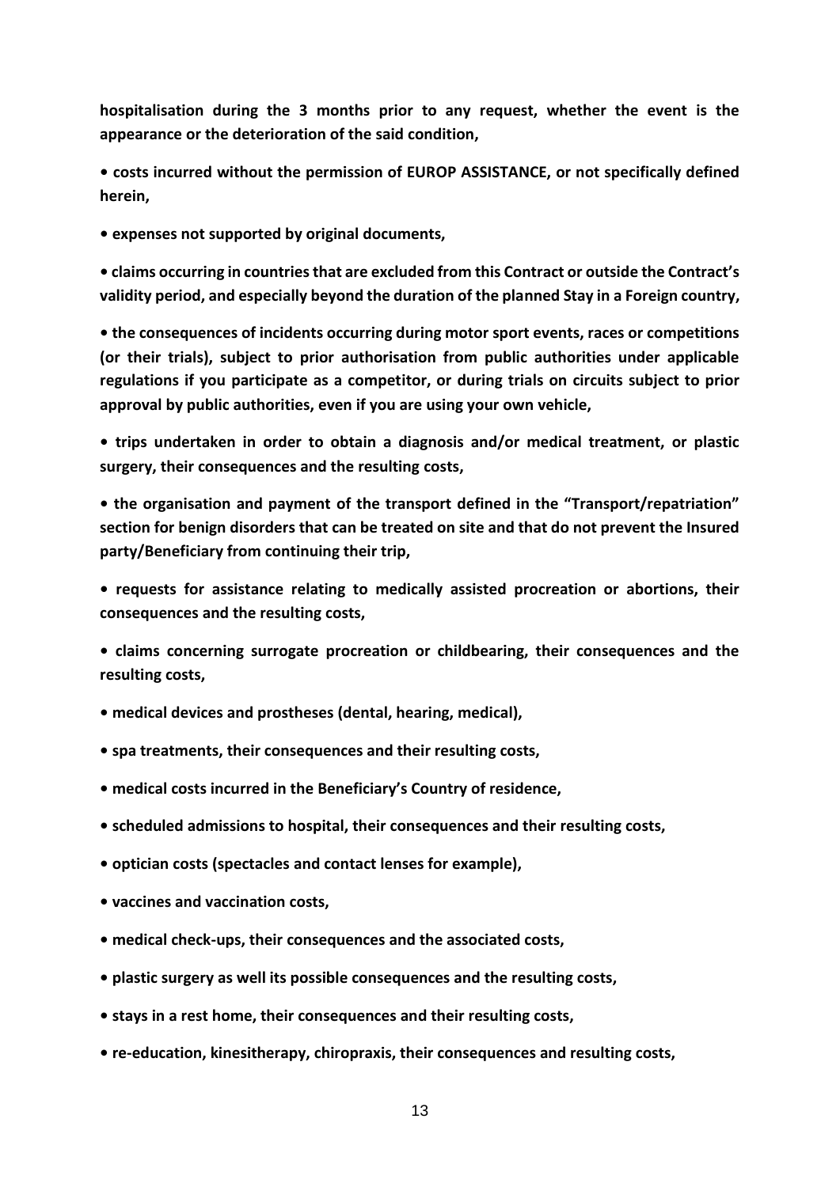**hospitalisation during the 3 months prior to any request, whether the event is the appearance or the deterioration of the said condition,**

**• costs incurred without the permission of EUROP ASSISTANCE, or not specifically defined herein,**

**• expenses not supported by original documents,**

**• claims occurring in countries that are excluded from this Contract or outside the Contract's validity period, and especially beyond the duration of the planned Stay in a Foreign country,**

**• the consequences of incidents occurring during motor sport events, races or competitions (or their trials), subject to prior authorisation from public authorities under applicable regulations if you participate as a competitor, or during trials on circuits subject to prior approval by public authorities, even if you are using your own vehicle,**

**• trips undertaken in order to obtain a diagnosis and/or medical treatment, or plastic surgery, their consequences and the resulting costs,**

**• the organisation and payment of the transport defined in the "Transport/repatriation" section for benign disorders that can be treated on site and that do not prevent the Insured party/Beneficiary from continuing their trip,**

**• requests for assistance relating to medically assisted procreation or abortions, their consequences and the resulting costs,**

**• claims concerning surrogate procreation or childbearing, their consequences and the resulting costs,**

**• medical devices and prostheses (dental, hearing, medical),**

**• spa treatments, their consequences and their resulting costs,**

**• medical costs incurred in the Beneficiary's Country of residence,**

**• scheduled admissions to hospital, their consequences and their resulting costs,**

**• optician costs (spectacles and contact lenses for example),**

**• vaccines and vaccination costs,**

**• medical check-ups, their consequences and the associated costs,**

**• plastic surgery as well its possible consequences and the resulting costs,**

**• stays in a rest home, their consequences and their resulting costs,**

**• re-education, kinesitherapy, chiropraxis, their consequences and resulting costs,**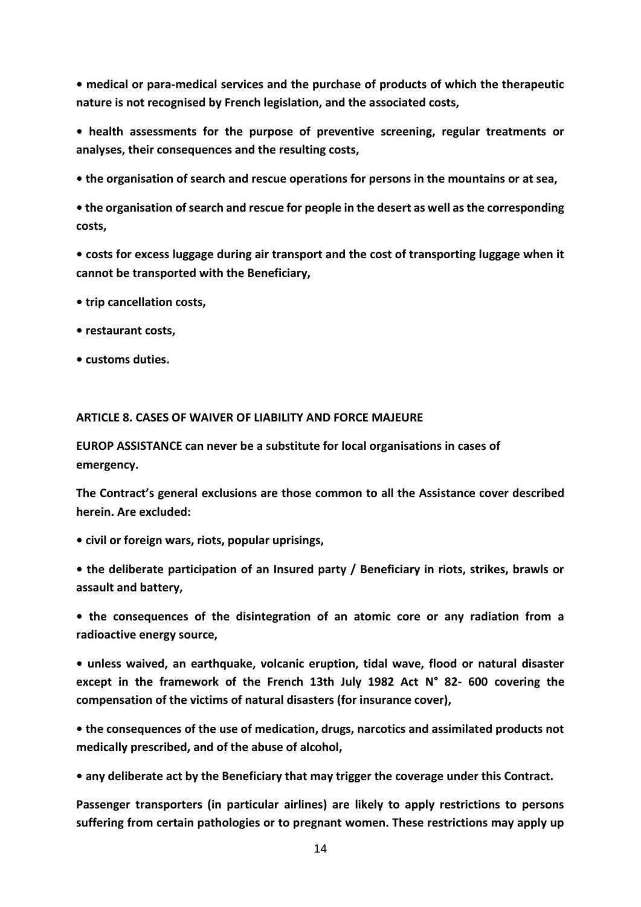**• medical or para-medical services and the purchase of products of which the therapeutic nature is not recognised by French legislation, and the associated costs,**

**• health assessments for the purpose of preventive screening, regular treatments or analyses, their consequences and the resulting costs,**

**• the organisation of search and rescue operations for persons in the mountains or at sea,**

**• the organisation of search and rescue for people in the desert as well as the corresponding costs,**

**• costs for excess luggage during air transport and the cost of transporting luggage when it cannot be transported with the Beneficiary,**

**• trip cancellation costs,**

**• restaurant costs,**

**• customs duties.**

**ARTICLE 8. CASES OF WAIVER OF LIABILITY AND FORCE MAJEURE**

**EUROP ASSISTANCE can never be a substitute for local organisations in cases of emergency.**

**The Contract's general exclusions are those common to all the Assistance cover described herein. Are excluded:**

**• civil or foreign wars, riots, popular uprisings,**

**• the deliberate participation of an Insured party / Beneficiary in riots, strikes, brawls or assault and battery,**

**• the consequences of the disintegration of an atomic core or any radiation from a radioactive energy source,**

**• unless waived, an earthquake, volcanic eruption, tidal wave, flood or natural disaster except in the framework of the French 13th July 1982 Act N° 82- 600 covering the compensation of the victims of natural disasters (for insurance cover),**

**• the consequences of the use of medication, drugs, narcotics and assimilated products not medically prescribed, and of the abuse of alcohol,**

**• any deliberate act by the Beneficiary that may trigger the coverage under this Contract.**

**Passenger transporters (in particular airlines) are likely to apply restrictions to persons suffering from certain pathologies or to pregnant women. These restrictions may apply up**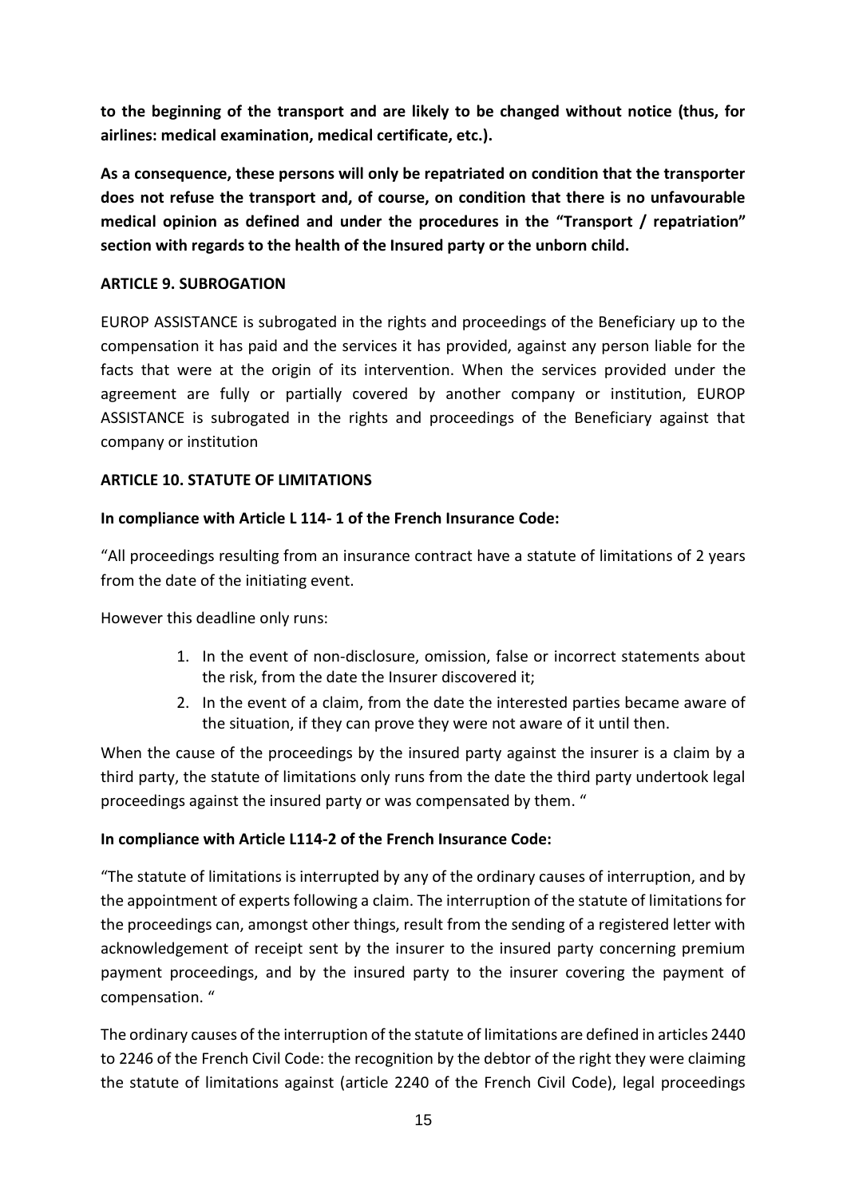**to the beginning of the transport and are likely to be changed without notice (thus, for airlines: medical examination, medical certificate, etc.).**

**As a consequence, these persons will only be repatriated on condition that the transporter does not refuse the transport and, of course, on condition that there is no unfavourable medical opinion as defined and under the procedures in the "Transport / repatriation" section with regards to the health of the Insured party or the unborn child.**

**ARTICLE 9. SUBROGATION**

EUROP ASSISTANCE is subrogated in the rights and proceedings of the Beneficiary up to the compensation it has paid and the services it has provided, against any person liable for the facts that were at the origin of its intervention. When the services provided under the agreement are fully or partially covered by another company or institution, EUROP ASSISTANCE is subrogated in the rights and proceedings of the Beneficiary against that company or institution

**ARTICLE 10. STATUTE OF LIMITATIONS**

**In compliance with Article L 114- 1 of the French Insurance Code:**

"All proceedings resulting from an insurance contract have a statute of limitations of 2 years from the date of the initiating event.

However this deadline only runs:

1. In the event of non-disclosure, omission, false or incorrect statements about the risk, from the date the Insurer discovered it;
2. In the event of a claim, from the date the interested parties became aware of the situation, if they can prove they were not aware of it until then.

When the cause of the proceedings by the insured party against the insurer is a claim by a third party, the statute of limitations only runs from the date the third party undertook legal proceedings against the insured party or was compensated by them. "

**In compliance with Article L114-2 of the French Insurance Code:**

"The statute of limitations is interrupted by any of the ordinary causes of interruption, and by the appointment of experts following a claim. The interruption of the statute of limitations for the proceedings can, amongst other things, result from the sending of a registered letter with acknowledgement of receipt sent by the insurer to the insured party concerning premium payment proceedings, and by the insured party to the insurer covering the payment of compensation. "

The ordinary causes of the interruption of the statute of limitations are defined in articles 2440 to 2246 of the French Civil Code: the recognition by the debtor of the right they were claiming the statute of limitations against (article 2240 of the French Civil Code), legal proceedings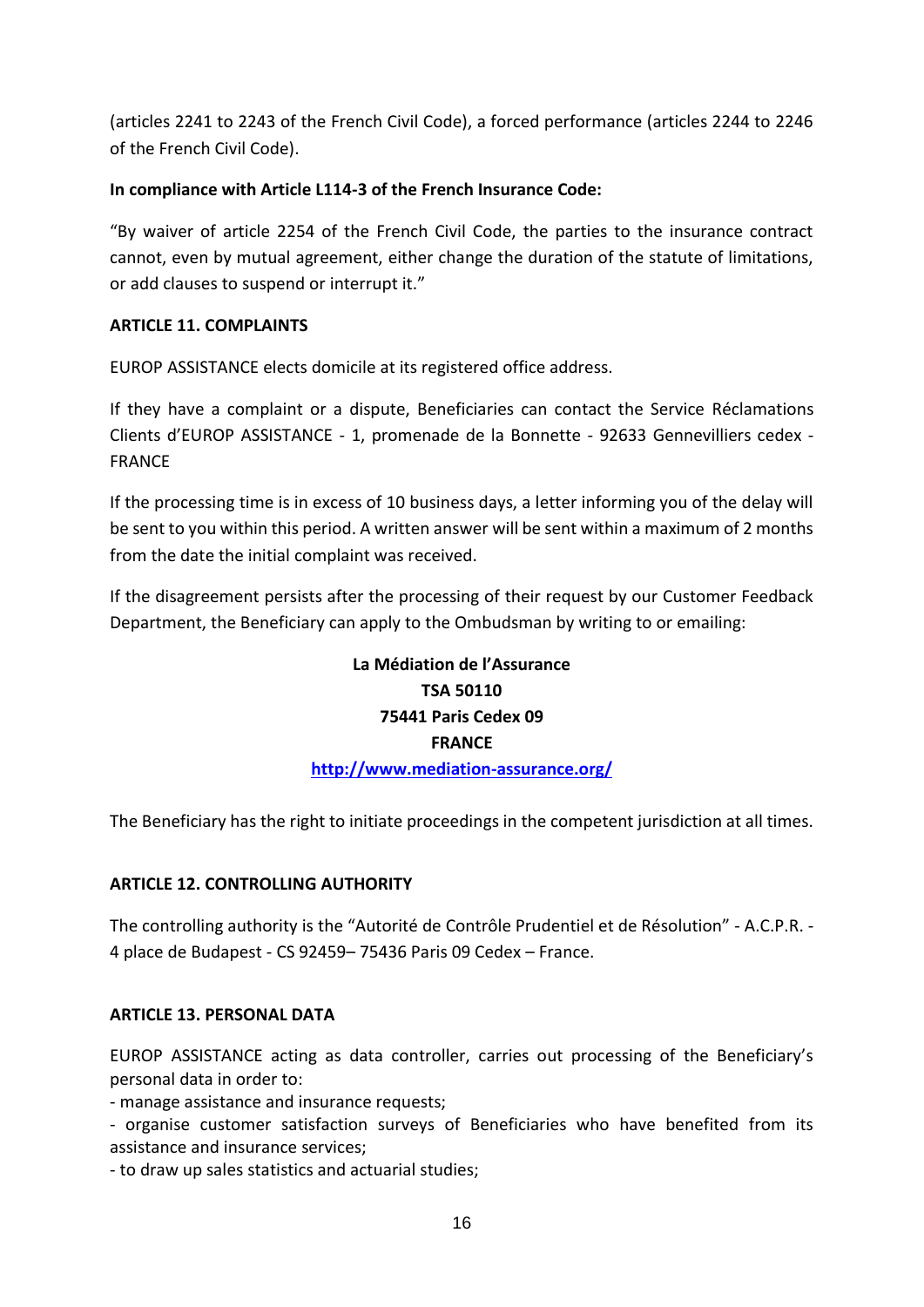(articles 2241 to 2243 of the French Civil Code), a forced performance (articles 2244 to 2246 of the French Civil Code).

**In compliance with Article L114-3 of the French Insurance Code:**

“By waiver of article 2254 of the French Civil Code, the parties to the insurance contract cannot, even by mutual agreement, either change the duration of the statute of limitations, or add clauses to suspend or interrupt it.”

**ARTICLE 11. COMPLAINTS**

EUROP ASSISTANCE elects domicile at its registered office address.

If they have a complaint or a dispute, Beneficiaries can contact the Service Réclamations Clients d’EUROP ASSISTANCE - 1, promenade de la Bonnette - 92633 Gennevilliers cedex - FRANCE

If the processing time is in excess of 10 business days, a letter informing you of the delay will be sent to you within this period. A written answer will be sent within a maximum of 2 months from the date the initial complaint was received.

If the disagreement persists after the processing of their request by our Customer Feedback Department, the Beneficiary can apply to the Ombudsman by writing to or emailing:

**La Médiation de l’Assurance**
**TSA 50110**
**75441 Paris Cedex 09**
**FRANCE**
**http://www.mediation-assurance.org/**

The Beneficiary has the right to initiate proceedings in the competent jurisdiction at all times.

**ARTICLE 12. CONTROLLING AUTHORITY**

The controlling authority is the “Autorité de Contrôle Prudentiel et de Résolution” - A.C.P.R. - 4 place de Budapest - CS 92459– 75436 Paris 09 Cedex – France.

**ARTICLE 13. PERSONAL DATA**

EUROP ASSISTANCE acting as data controller, carries out processing of the Beneficiary’s personal data in order to:

- manage assistance and insurance requests;
- organise customer satisfaction surveys of Beneficiaries who have benefited from its assistance and insurance services;
- to draw up sales statistics and actuarial studies;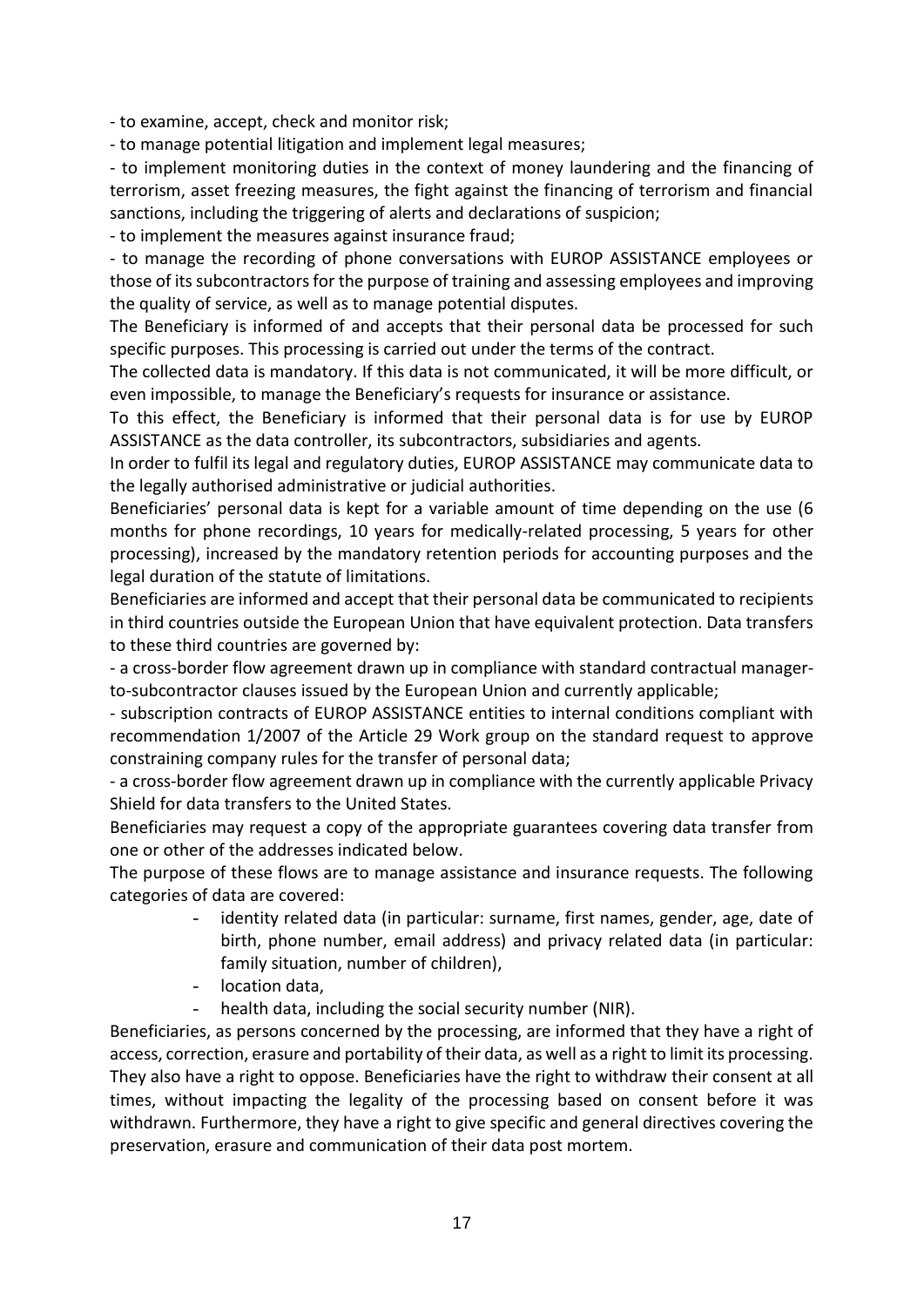- to examine, accept, check and monitor risk;
- to manage potential litigation and implement legal measures;
- to implement monitoring duties in the context of money laundering and the financing of terrorism, asset freezing measures, the fight against the financing of terrorism and financial sanctions, including the triggering of alerts and declarations of suspicion;
- to implement the measures against insurance fraud;
- to manage the recording of phone conversations with EUROP ASSISTANCE employees or those of its subcontractors for the purpose of training and assessing employees and improving the quality of service, as well as to manage potential disputes.

The Beneficiary is informed of and accepts that their personal data be processed for such specific purposes. This processing is carried out under the terms of the contract.

The collected data is mandatory. If this data is not communicated, it will be more difficult, or even impossible, to manage the Beneficiary's requests for insurance or assistance.

To this effect, the Beneficiary is informed that their personal data is for use by EUROP ASSISTANCE as the data controller, its subcontractors, subsidiaries and agents.

In order to fulfil its legal and regulatory duties, EUROP ASSISTANCE may communicate data to the legally authorised administrative or judicial authorities.

Beneficiaries' personal data is kept for a variable amount of time depending on the use (6 months for phone recordings, 10 years for medically-related processing, 5 years for other processing), increased by the mandatory retention periods for accounting purposes and the legal duration of the statute of limitations.

Beneficiaries are informed and accept that their personal data be communicated to recipients in third countries outside the European Union that have equivalent protection. Data transfers to these third countries are governed by:

- a cross-border flow agreement drawn up in compliance with standard contractual manager-to-subcontractor clauses issued by the European Union and currently applicable;
- subscription contracts of EUROP ASSISTANCE entities to internal conditions compliant with recommendation 1/2007 of the Article 29 Work group on the standard request to approve constraining company rules for the transfer of personal data;
- a cross-border flow agreement drawn up in compliance with the currently applicable Privacy Shield for data transfers to the United States.

Beneficiaries may request a copy of the appropriate guarantees covering data transfer from one or other of the addresses indicated below.

The purpose of these flows are to manage assistance and insurance requests. The following categories of data are covered:

- identity related data (in particular: surname, first names, gender, age, date of birth, phone number, email address) and privacy related data (in particular: family situation, number of children),
- location data,
- health data, including the social security number (NIR).

Beneficiaries, as persons concerned by the processing, are informed that they have a right of access, correction, erasure and portability of their data, as well as a right to limit its processing. They also have a right to oppose. Beneficiaries have the right to withdraw their consent at all times, without impacting the legality of the processing based on consent before it was withdrawn. Furthermore, they have a right to give specific and general directives covering the preservation, erasure and communication of their data post mortem.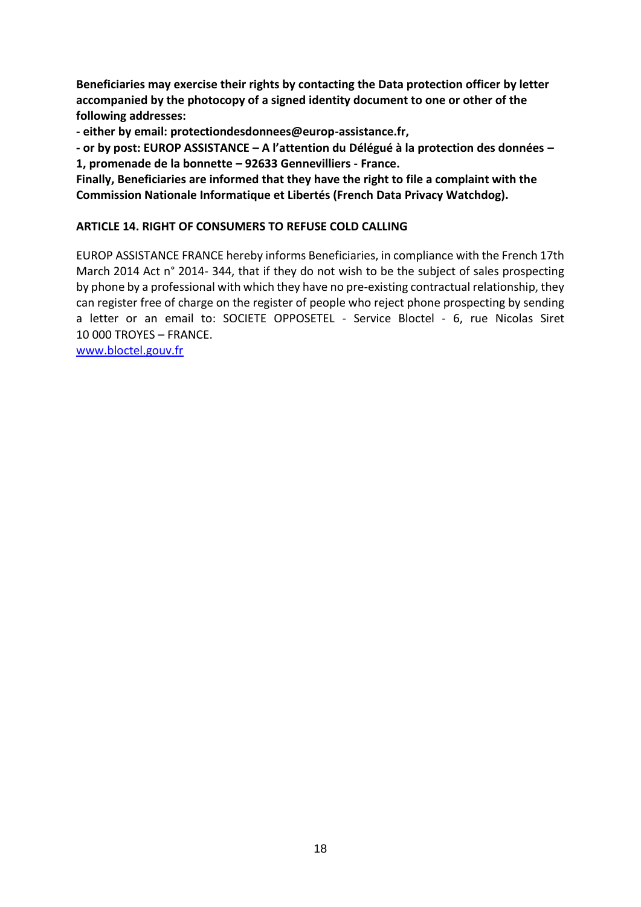**Beneficiaries may exercise their rights by contacting the Data protection officer by letter accompanied by the photocopy of a signed identity document to one or other of the following addresses:**

**- either by email: protectiondesdonnees@europ-assistance.fr,**

**- or by post: EUROP ASSISTANCE – A l'attention du Délégué à la protection des données – 1, promenade de la bonnette – 92633 Gennevilliers - France.**

**Finally, Beneficiaries are informed that they have the right to file a complaint with the Commission Nationale Informatique et Libertés (French Data Privacy Watchdog).**

## ARTICLE 14. RIGHT OF CONSUMERS TO REFUSE COLD CALLING

EUROP ASSISTANCE FRANCE hereby informs Beneficiaries, in compliance with the French 17th March 2014 Act n° 2014- 344, that if they do not wish to be the subject of sales prospecting by phone by a professional with which they have no pre-existing contractual relationship, they can register free of charge on the register of people who reject phone prospecting by sending a letter or an email to: SOCIETE OPPOSETEL - Service Bloctel - 6, rue Nicolas Siret 10 000 TROYES – FRANCE.

www.bloctel.gouv.fr